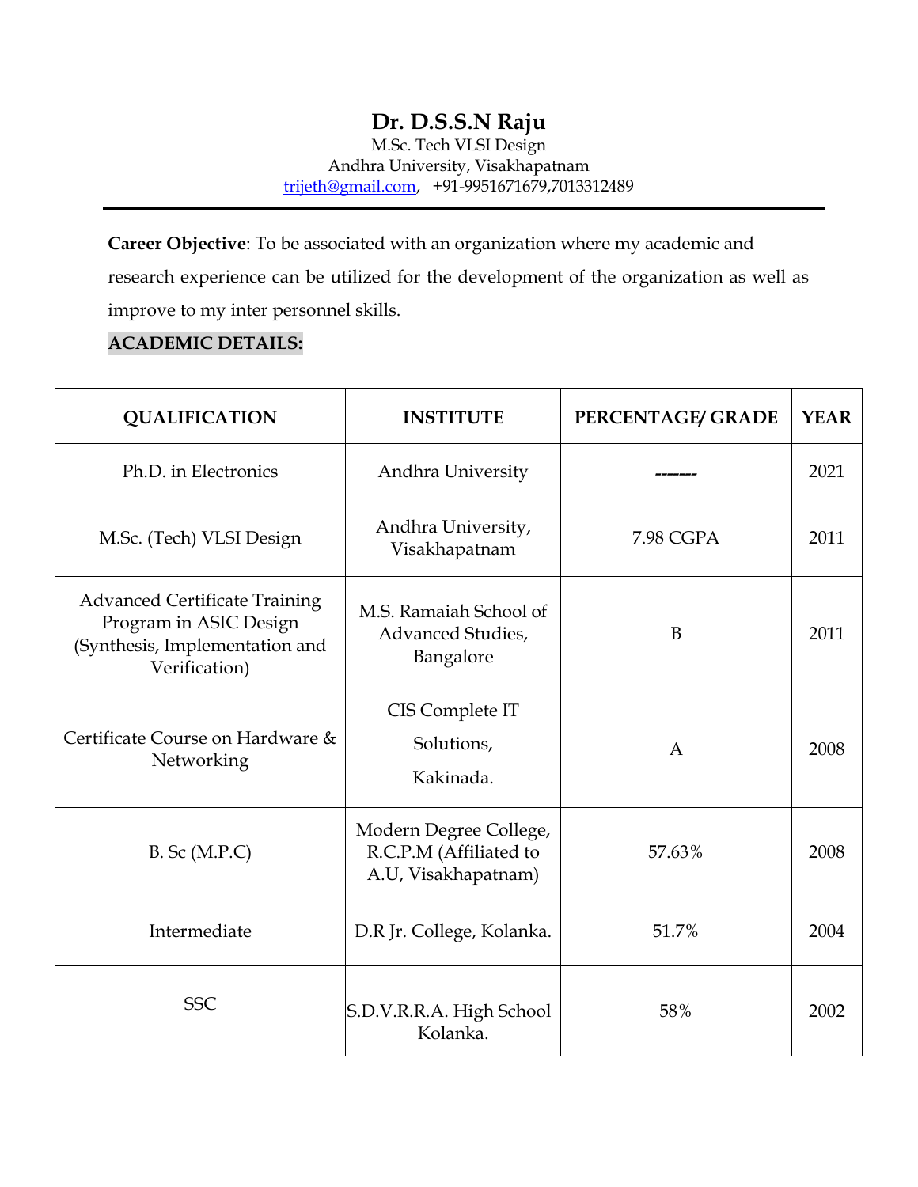# Dr. D.S.S.N Raju

M.Sc. Tech VLSI Design
Andhra University, Visakhapatnam
trijeth@gmail.com, +91-9951671679,7013312489

---

**Career Objective**: To be associated with an organization where my academic and research experience can be utilized for the development of the organization as well as improve to my inter personnel skills.

**ACADEMIC DETAILS:**

| QUALIFICATION | INSTITUTE | PERCENTAGE/ GRADE | YEAR |
|---|---|---|---|
| Ph.D. in Electronics | Andhra University | ------- | 2021 |
| M.Sc. (Tech) VLSI Design | Andhra University, Visakhapatnam | 7.98 CGPA | 2011 |
| Advanced Certificate Training Program in ASIC Design (Synthesis, Implementation and Verification) | M.S. Ramaiah School of Advanced Studies, Bangalore | B | 2011 |
| Certificate Course on Hardware & Networking | CIS Complete IT Solutions, Kakinada. | A | 2008 |
| B. Sc (M.P.C) | Modern Degree College, R.C.P.M (Affiliated to A.U, Visakhapatnam) | 57.63% | 2008 |
| Intermediate | D.R Jr. College, Kolanka. | 51.7% | 2004 |
| SSC | S.D.V.R.R.A. High School Kolanka. | 58% | 2002 |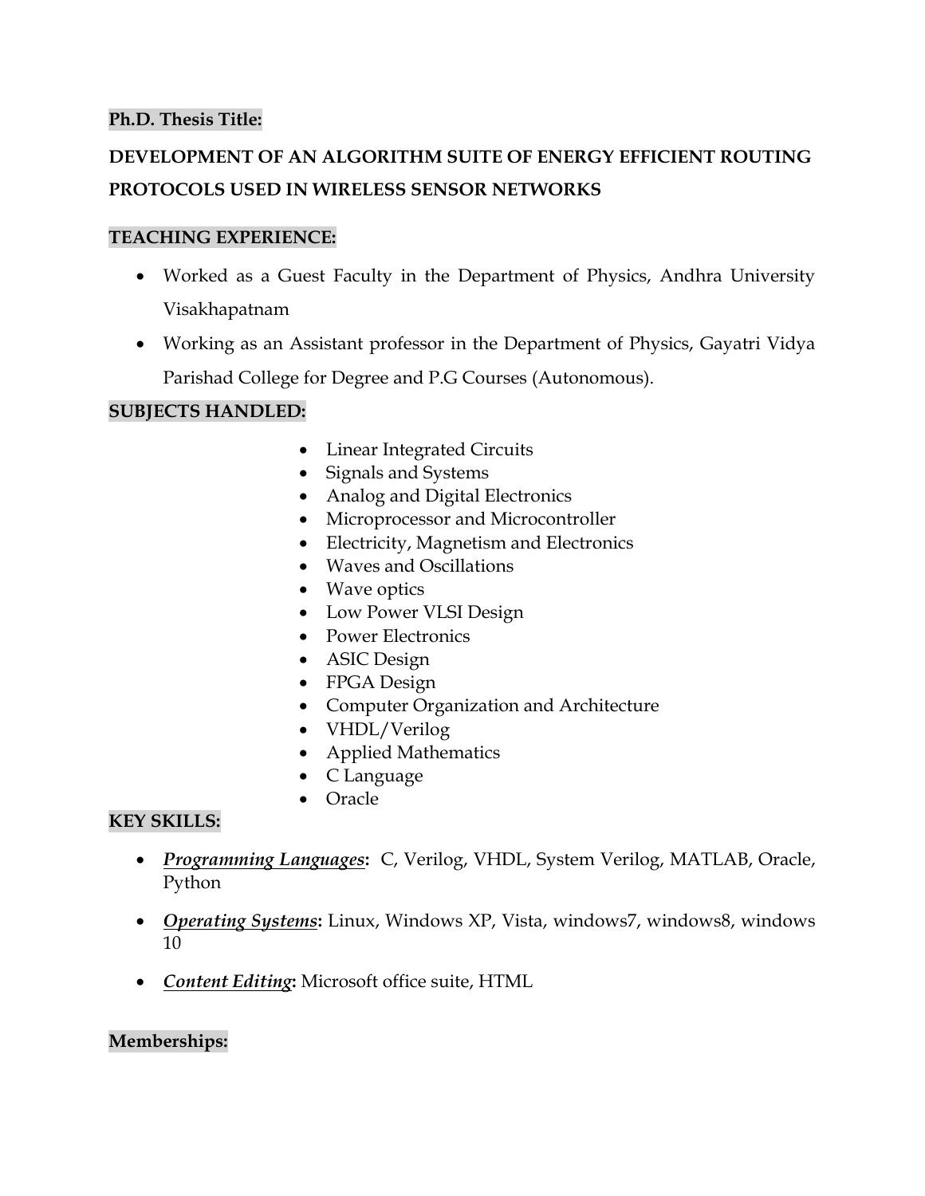**Ph.D. Thesis Title:**

**DEVELOPMENT OF AN ALGORITHM SUITE OF ENERGY EFFICIENT ROUTING PROTOCOLS USED IN WIRELESS SENSOR NETWORKS**

**TEACHING EXPERIENCE:**

- Worked as a Guest Faculty in the Department of Physics, Andhra University Visakhapatnam
- Working as an Assistant professor in the Department of Physics, Gayatri Vidya Parishad College for Degree and P.G Courses (Autonomous).

**SUBJECTS HANDLED:**

- Linear Integrated Circuits
- Signals and Systems
- Analog and Digital Electronics
- Microprocessor and Microcontroller
- Electricity, Magnetism and Electronics
- Waves and Oscillations
- Wave optics
- Low Power VLSI Design
- Power Electronics
- ASIC Design
- FPGA Design
- Computer Organization and Architecture
- VHDL/Verilog
- Applied Mathematics
- C Language
- Oracle

**KEY SKILLS:**

- ***Programming Languages*:** C, Verilog, VHDL, System Verilog, MATLAB, Oracle, Python
- ***Operating Systems*:** Linux, Windows XP, Vista, windows7, windows8, windows 10
- ***Content Editing*:** Microsoft office suite, HTML

**Memberships:**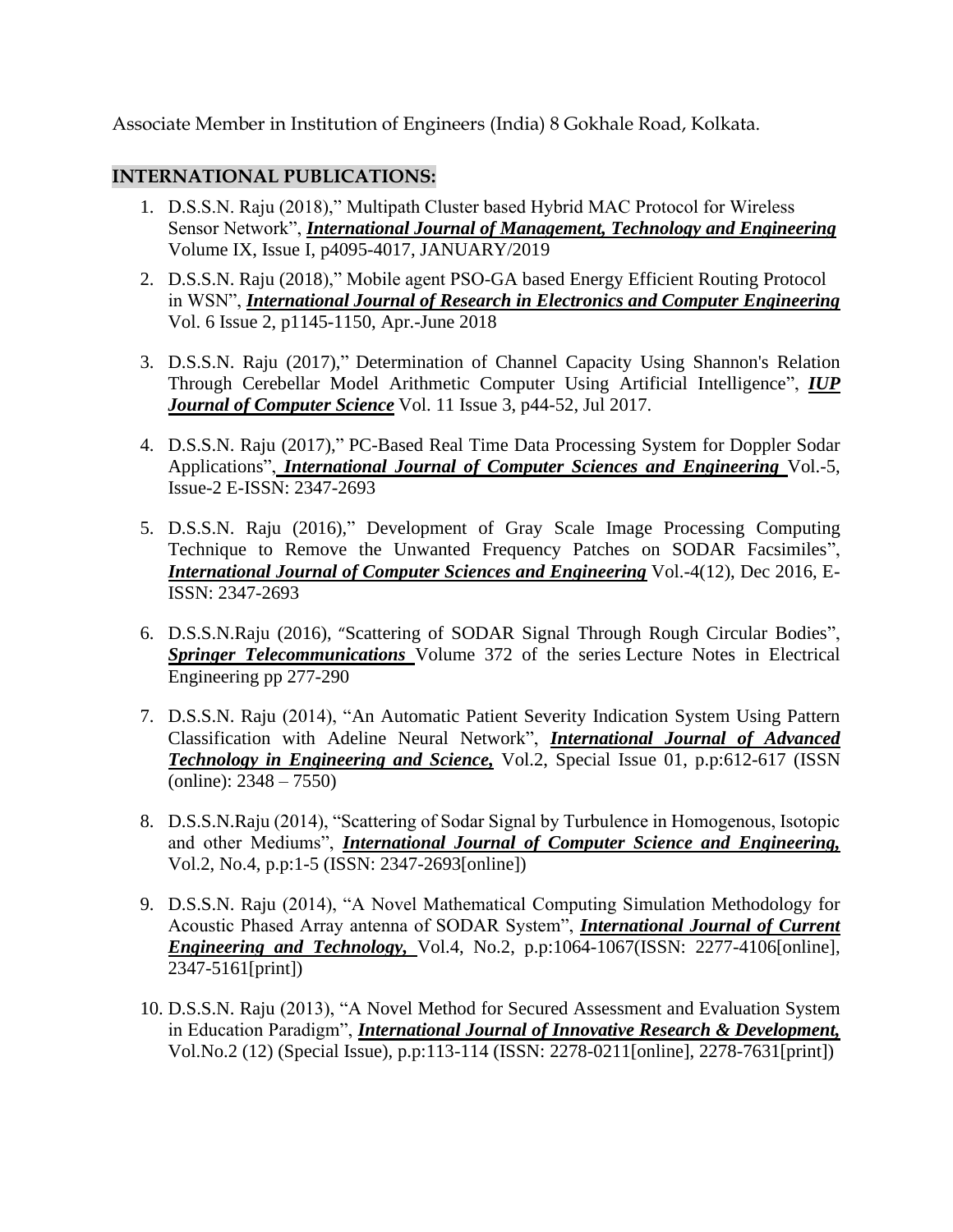Associate Member in Institution of Engineers (India) 8 Gokhale Road, Kolkata.

## INTERNATIONAL PUBLICATIONS:

1. D.S.S.N. Raju (2018)," Multipath Cluster based Hybrid MAC Protocol for Wireless Sensor Network", ***International Journal of Management, Technology and Engineering*** Volume IX, Issue I, p4095-4017, JANUARY/2019
2. D.S.S.N. Raju (2018)," Mobile agent PSO-GA based Energy Efficient Routing Protocol in WSN", ***International Journal of Research in Electronics and Computer Engineering*** Vol. 6 Issue 2, p1145-1150, Apr.-June 2018
3. D.S.S.N. Raju (2017)," Determination of Channel Capacity Using Shannon's Relation Through Cerebellar Model Arithmetic Computer Using Artificial Intelligence", ***IUP Journal of Computer Science*** Vol. 11 Issue 3, p44-52, Jul 2017.
4. D.S.S.N. Raju (2017)," PC-Based Real Time Data Processing System for Doppler Sodar Applications", ***International Journal of Computer Sciences and Engineering*** Vol.-5, Issue-2 E-ISSN: 2347-2693
5. D.S.S.N. Raju (2016)," Development of Gray Scale Image Processing Computing Technique to Remove the Unwanted Frequency Patches on SODAR Facsimiles", ***International Journal of Computer Sciences and Engineering*** Vol.-4(12), Dec 2016, E-ISSN: 2347-2693
6. D.S.S.N.Raju (2016), "Scattering of SODAR Signal Through Rough Circular Bodies", ***Springer Telecommunications*** Volume 372 of the series Lecture Notes in Electrical Engineering pp 277-290
7. D.S.S.N. Raju (2014), "An Automatic Patient Severity Indication System Using Pattern Classification with Adeline Neural Network", ***International Journal of Advanced Technology in Engineering and Science,*** Vol.2, Special Issue 01, p.p:612-617 (ISSN (online): 2348 – 7550)
8. D.S.S.N.Raju (2014), "Scattering of Sodar Signal by Turbulence in Homogenous, Isotopic and other Mediums", ***International Journal of Computer Science and Engineering,*** Vol.2, No.4, p.p:1-5 (ISSN: 2347-2693[online])
9. D.S.S.N. Raju (2014), "A Novel Mathematical Computing Simulation Methodology for Acoustic Phased Array antenna of SODAR System", ***International Journal of Current Engineering and Technology,*** Vol.4, No.2, p.p:1064-1067(ISSN: 2277-4106[online], 2347-5161[print])
10. D.S.S.N. Raju (2013), "A Novel Method for Secured Assessment and Evaluation System in Education Paradigm", ***International Journal of Innovative Research & Development,*** Vol.No.2 (12) (Special Issue), p.p:113-114 (ISSN: 2278-0211[online], 2278-7631[print])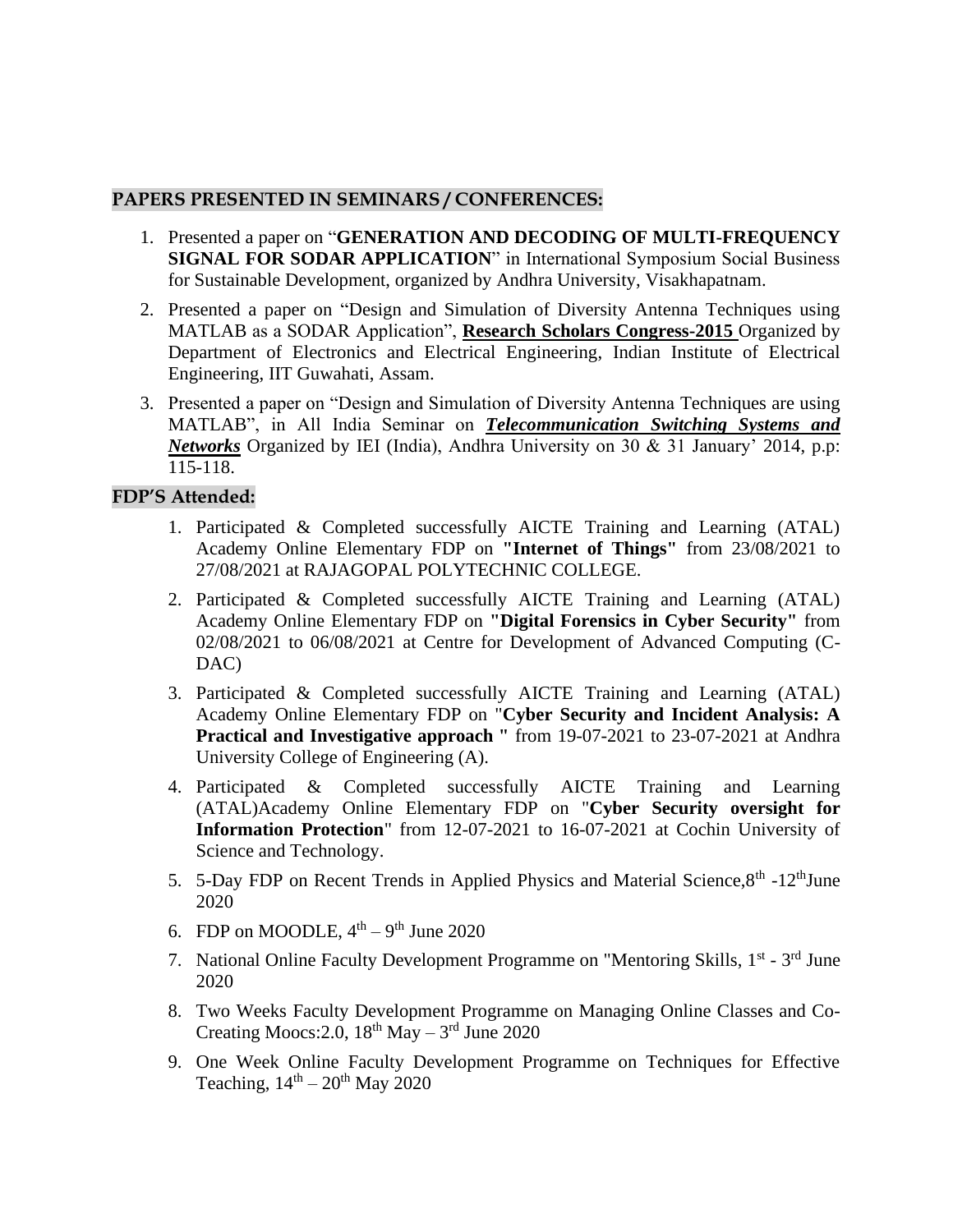## PAPERS PRESENTED IN SEMINARS / CONFERENCES:

1. Presented a paper on "**GENERATION AND DECODING OF MULTI-FREQUENCY SIGNAL FOR SODAR APPLICATION**" in International Symposium Social Business for Sustainable Development, organized by Andhra University, Visakhapatnam.
2. Presented a paper on "Design and Simulation of Diversity Antenna Techniques using MATLAB as a SODAR Application", **Research Scholars Congress-2015** Organized by Department of Electronics and Electrical Engineering, Indian Institute of Electrical Engineering, IIT Guwahati, Assam.
3. Presented a paper on "Design and Simulation of Diversity Antenna Techniques are using MATLAB", in All India Seminar on ***Telecommunication Switching Systems and Networks*** Organized by IEI (India), Andhra University on 30 & 31 January' 2014, p.p: 115-118.

## FDP'S Attended:

1. Participated & Completed successfully AICTE Training and Learning (ATAL) Academy Online Elementary FDP on **"Internet of Things"** from 23/08/2021 to 27/08/2021 at RAJAGOPAL POLYTECHNIC COLLEGE.
2. Participated & Completed successfully AICTE Training and Learning (ATAL) Academy Online Elementary FDP on **"Digital Forensics in Cyber Security"** from 02/08/2021 to 06/08/2021 at Centre for Development of Advanced Computing (C-DAC)
3. Participated & Completed successfully AICTE Training and Learning (ATAL) Academy Online Elementary FDP on "**Cyber Security and Incident Analysis: A Practical and Investigative approach "** from 19-07-2021 to 23-07-2021 at Andhra University College of Engineering (A).
4. Participated & Completed successfully AICTE Training and Learning (ATAL)Academy Online Elementary FDP on "**Cyber Security oversight for Information Protection**" from 12-07-2021 to 16-07-2021 at Cochin University of Science and Technology.
5. 5-Day FDP on Recent Trends in Applied Physics and Material Science,8th -12thJune 2020
6. FDP on MOODLE, 4th – 9th June 2020
7. National Online Faculty Development Programme on "Mentoring Skills, 1st - 3rd June 2020
8. Two Weeks Faculty Development Programme on Managing Online Classes and Co-Creating Moocs:2.0, 18th May – 3rd June 2020
9. One Week Online Faculty Development Programme on Techniques for Effective Teaching, 14th – 20th May 2020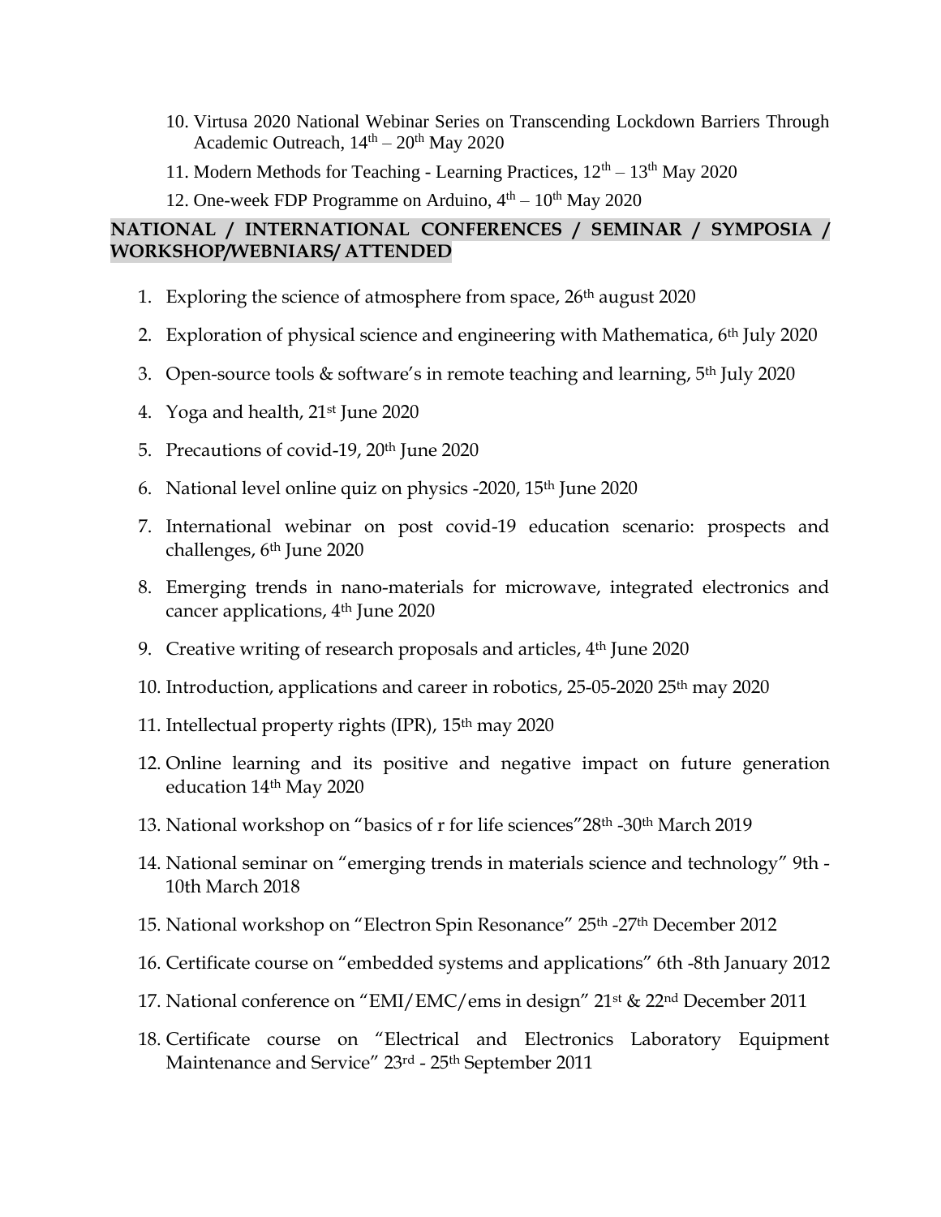10. Virtusa 2020 National Webinar Series on Transcending Lockdown Barriers Through Academic Outreach, $14^{th}$ – $20^{th}$ May 2020
11. Modern Methods for Teaching - Learning Practices, $12^{th}$ – $13^{th}$ May 2020
12. One-week FDP Programme on Arduino, $4^{th}$ – $10^{th}$ May 2020

## NATIONAL / INTERNATIONAL CONFERENCES / SEMINAR / SYMPOSIA / WORKSHOP/WEBNIARS/ ATTENDED

1. Exploring the science of atmosphere from space, $26^{th}$ august 2020
2. Exploration of physical science and engineering with Mathematica, $6^{th}$ July 2020
3. Open-source tools & software's in remote teaching and learning, $5^{th}$ July 2020
4. Yoga and health, $21^{st}$ June 2020
5. Precautions of covid-19, $20^{th}$ June 2020
6. National level online quiz on physics -2020, $15^{th}$ June 2020
7. International webinar on post covid-19 education scenario: prospects and challenges, $6^{th}$ June 2020
8. Emerging trends in nano-materials for microwave, integrated electronics and cancer applications, $4^{th}$ June 2020
9. Creative writing of research proposals and articles, $4^{th}$ June 2020
10. Introduction, applications and career in robotics, 25-05-2020 $25^{th}$ may 2020
11. Intellectual property rights (IPR), $15^{th}$ may 2020
12. Online learning and its positive and negative impact on future generation education $14^{th}$ May 2020
13. National workshop on "basics of r for life sciences"$28^{th}$ -$30^{th}$ March 2019
14. National seminar on "emerging trends in materials science and technology" 9th - 10th March 2018
15. National workshop on "Electron Spin Resonance" $25^{th}$ -$27^{th}$ December 2012
16. Certificate course on "embedded systems and applications" 6th -8th January 2012
17. National conference on "EMI/EMC/ems in design" $21^{st}$ & $22^{nd}$ December 2011
18. Certificate course on "Electrical and Electronics Laboratory Equipment Maintenance and Service" $23^{rd}$ - $25^{th}$ September 2011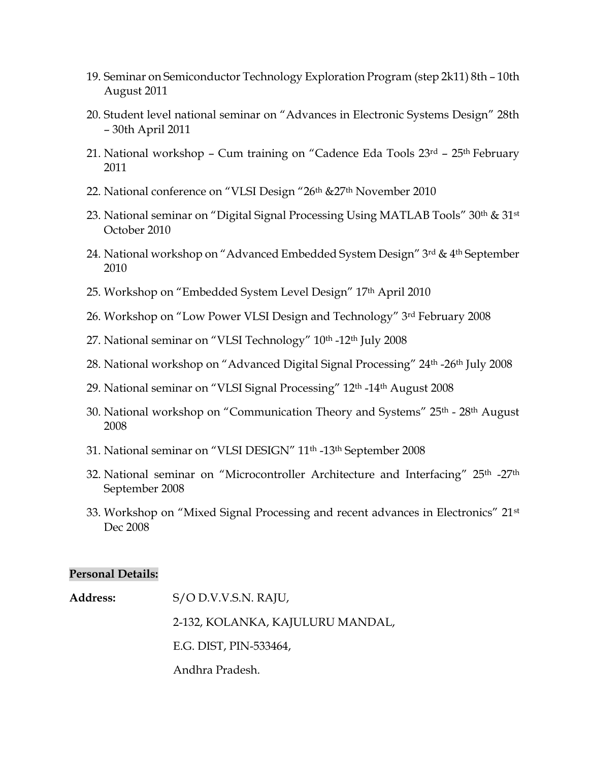19. Seminar on Semiconductor Technology Exploration Program (step 2k11) 8th – 10th August 2011
20. Student level national seminar on "Advances in Electronic Systems Design" 28th – 30th April 2011
21. National workshop – Cum training on "Cadence Eda Tools 23rd – 25th February 2011
22. National conference on "VLSI Design "26th &27th November 2010
23. National seminar on "Digital Signal Processing Using MATLAB Tools" 30th & 31st October 2010
24. National workshop on "Advanced Embedded System Design" 3rd & 4th September 2010
25. Workshop on "Embedded System Level Design" 17th April 2010
26. Workshop on "Low Power VLSI Design and Technology" 3rd February 2008
27. National seminar on "VLSI Technology" 10th -12th July 2008
28. National workshop on "Advanced Digital Signal Processing" 24th -26th July 2008
29. National seminar on "VLSI Signal Processing" 12th -14th August 2008
30. National workshop on "Communication Theory and Systems" 25th - 28th August 2008
31. National seminar on "VLSI DESIGN" 11th -13th September 2008
32. National seminar on "Microcontroller Architecture and Interfacing" 25th -27th September 2008
33. Workshop on "Mixed Signal Processing and recent advances in Electronics" 21st Dec 2008

**Personal Details:**

**Address:** S/O D.V.V.S.N. RAJU,
2-132, KOLANKA, KAJULURU MANDAL,
E.G. DIST, PIN-533464,
Andhra Pradesh.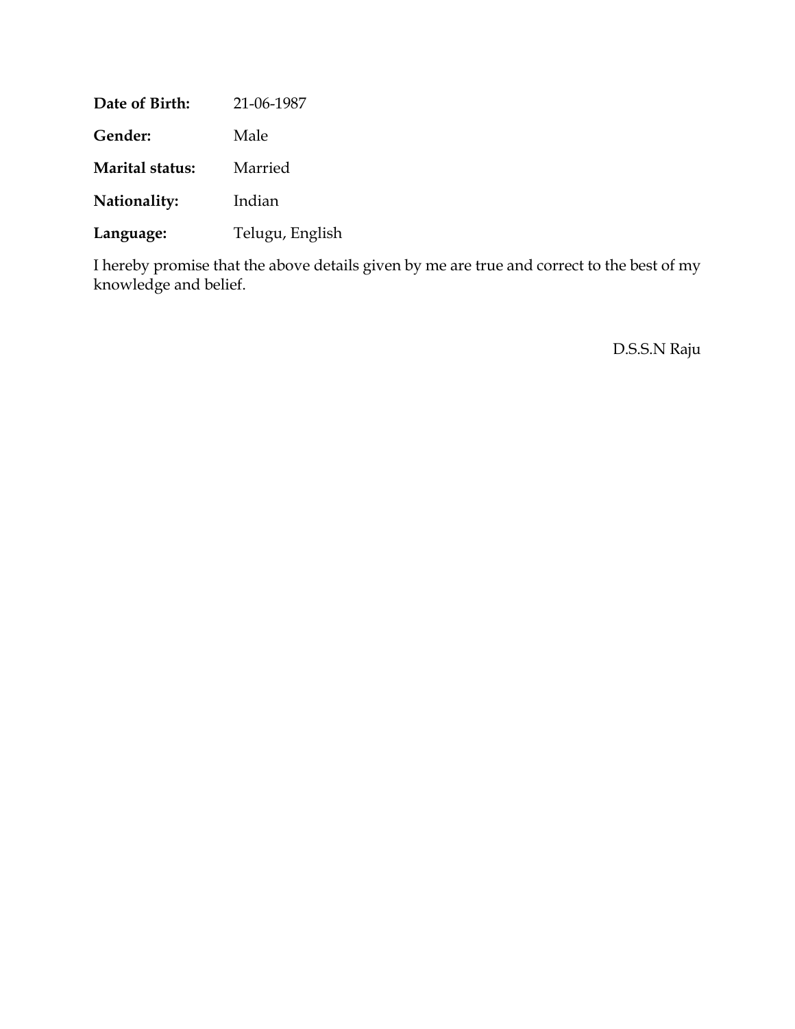**Date of Birth:** 21-06-1987

**Gender:** Male

**Marital status:** Married

**Nationality:** Indian

**Language:** Telugu, English

I hereby promise that the above details given by me are true and correct to the best of my knowledge and belief.

D.S.S.N Raju